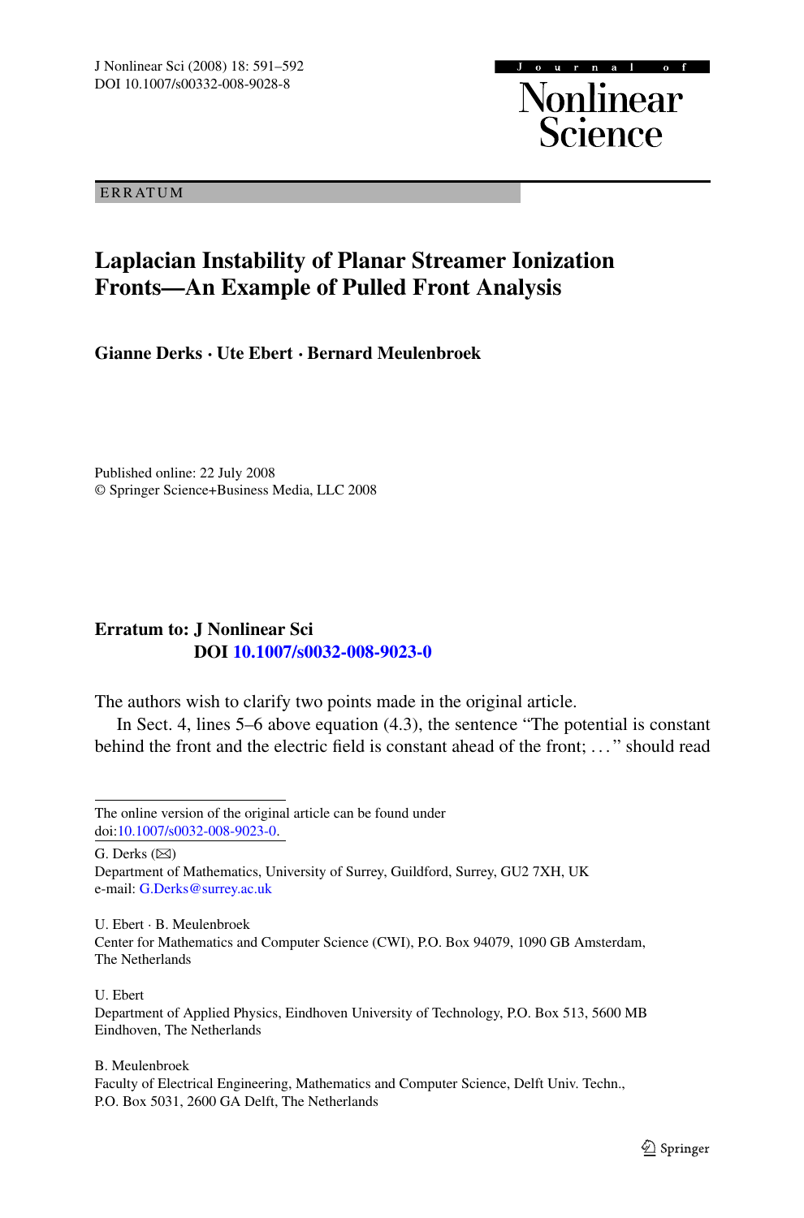ERRATUM

# Laplacian Instability of Planar Streamer Ionization Fronts—An Example of Pulled Front Analysis

**Gianne Derks · Ute Ebert · Bernard Meulenbroek**

Published online: 22 July 2008
© Springer Science+Business Media, LLC 2008

**Erratum to: J Nonlinear Sci**
**DOI 10.1007/s0032-008-9023-0**

The authors wish to clarify two points made in the original article.

In Sect. 4, lines 5–6 above equation (4.3), the sentence "The potential is constant behind the front and the electric field is constant ahead of the front; ..." should read

---

The online version of the original article can be found under doi:10.1007/s0032-008-9023-0.

G. Derks (✉)
Department of Mathematics, University of Surrey, Guildford, Surrey, GU2 7XH, UK
e-mail: G.Derks@surrey.ac.uk

U. Ebert · B. Meulenbroek
Center for Mathematics and Computer Science (CWI), P.O. Box 94079, 1090 GB Amsterdam, The Netherlands

U. Ebert
Department of Applied Physics, Eindhoven University of Technology, P.O. Box 513, 5600 MB Eindhoven, The Netherlands

B. Meulenbroek
Faculty of Electrical Engineering, Mathematics and Computer Science, Delft Univ. Techn., P.O. Box 5031, 2600 GA Delft, The Netherlands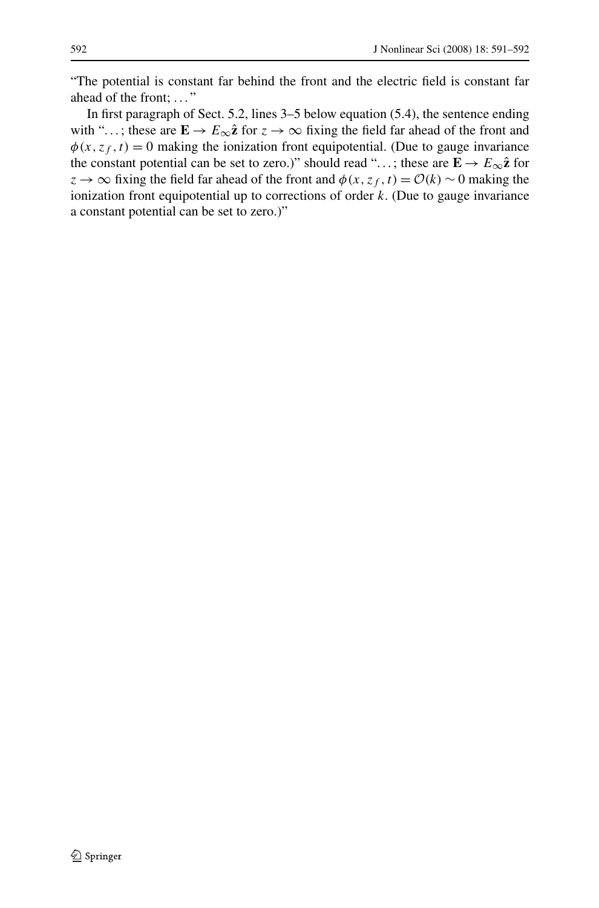"The potential is constant far behind the front and the electric field is constant far ahead of the front; ..."

In first paragraph of Sect. 5.2, lines 3–5 below equation (5.4), the sentence ending with "...; these are $\mathbf{E} \to E_\infty \hat{\mathbf{z}}$ for $z \to \infty$ fixing the field far ahead of the front and $\phi(x, z_f, t) = 0$ making the ionization front equipotential. (Due to gauge invariance the constant potential can be set to zero.)" should read "...; these are $\mathbf{E} \to E_\infty \hat{\mathbf{z}}$ for $z \to \infty$ fixing the field far ahead of the front and $\phi(x, z_f, t) = \mathcal{O}(k) \sim 0$ making the ionization front equipotential up to corrections of order $k$. (Due to gauge invariance a constant potential can be set to zero.)"